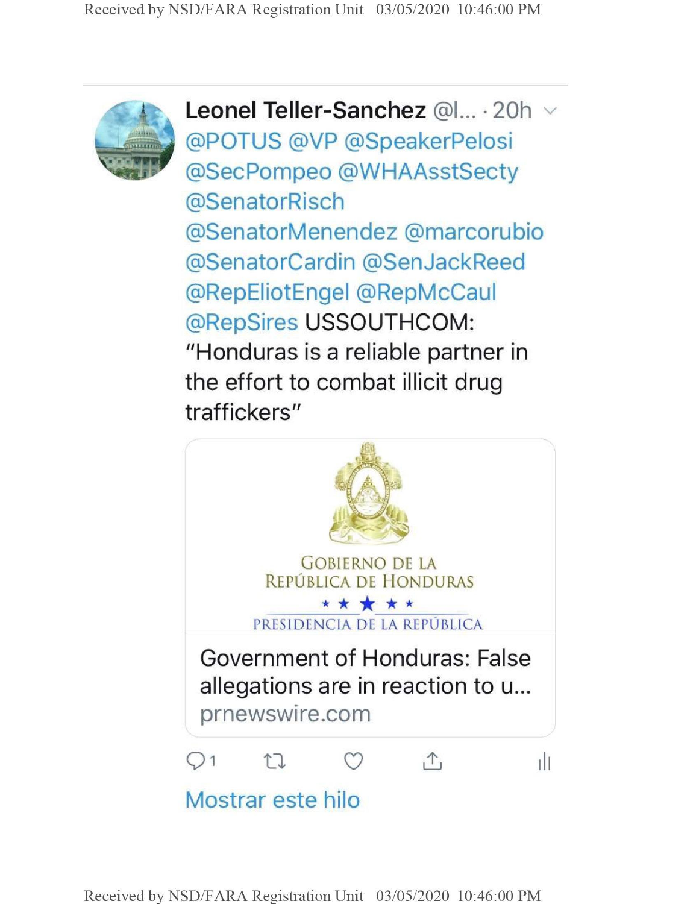**Leonel Teller-Sanchez** @l... · 20h

@POTUS @VP @SpeakerPelosi @SecPompeo @WHAAsstSecty @SenatorRisch @SenatorMenendez @marcorubio @SenatorCardin @SenJackReed @RepEliotEngel @RepMcCaul @RepSires USSOUTHCOM: "Honduras is a reliable partner in the effort to combat illicit drug traffickers"

GOBIERNO DE LA REPÚBLICA DE HONDURAS

PRESIDENCIA DE LA REPÚBLICA

Government of Honduras: False allegations are in reaction to u...

prnewswire.com

1

Mostrar este hilo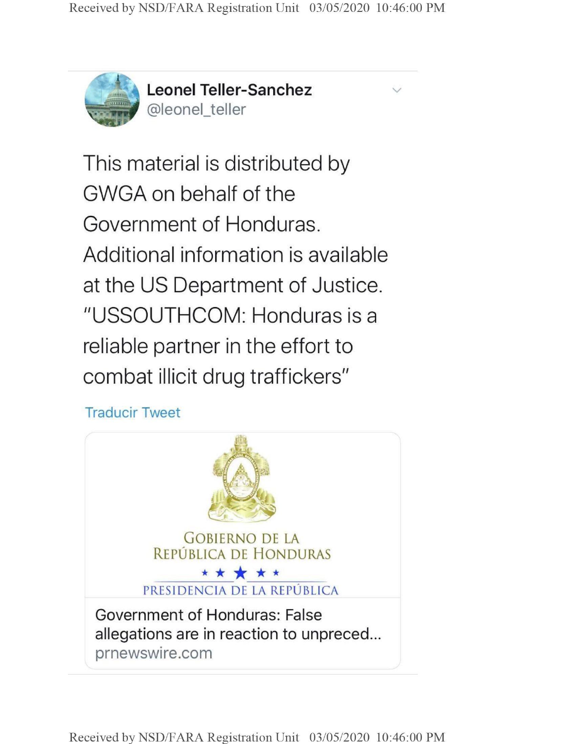**Leonel Teller-Sanchez**
@leonel_teller

This material is distributed by GWGA on behalf of the Government of Honduras. Additional information is available at the US Department of Justice. "USSOUTHCOM: Honduras is a reliable partner in the effort to combat illicit drug traffickers"

Traducir Tweet

GOBIERNO DE LA REPÚBLICA DE HONDURAS

PRESIDENCIA DE LA REPÚBLICA

Government of Honduras: False allegations are in reaction to unpreced...
prnewswire.com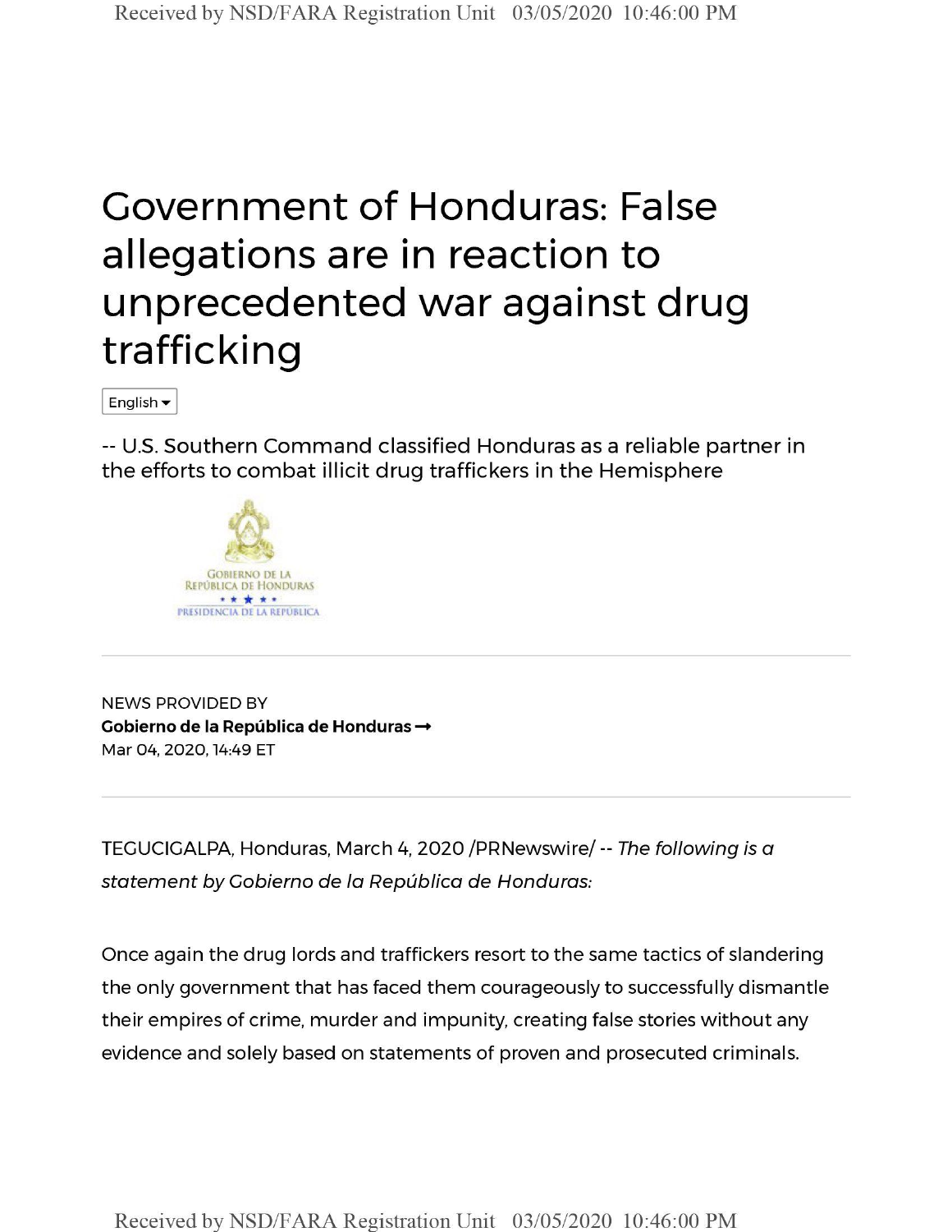# Government of Honduras: False allegations are in reaction to unprecedented war against drug trafficking

English

-- U.S. Southern Command classified Honduras as a reliable partner in the efforts to combat illicit drug traffickers in the Hemisphere

GOBIERNO DE LA REPÚBLICA DE HONDURAS

PRESIDENCIA DE LA REPÚBLICA

---

NEWS PROVIDED BY

**Gobierno de la República de Honduras →**

Mar 04, 2020, 14:49 ET

---

TEGUCIGALPA, Honduras, March 4, 2020 /PRNewswire/ -- *The following is a statement by Gobierno de la República de Honduras:*

Once again the drug lords and traffickers resort to the same tactics of slandering the only government that has faced them courageously to successfully dismantle their empires of crime, murder and impunity, creating false stories without any evidence and solely based on statements of proven and prosecuted criminals.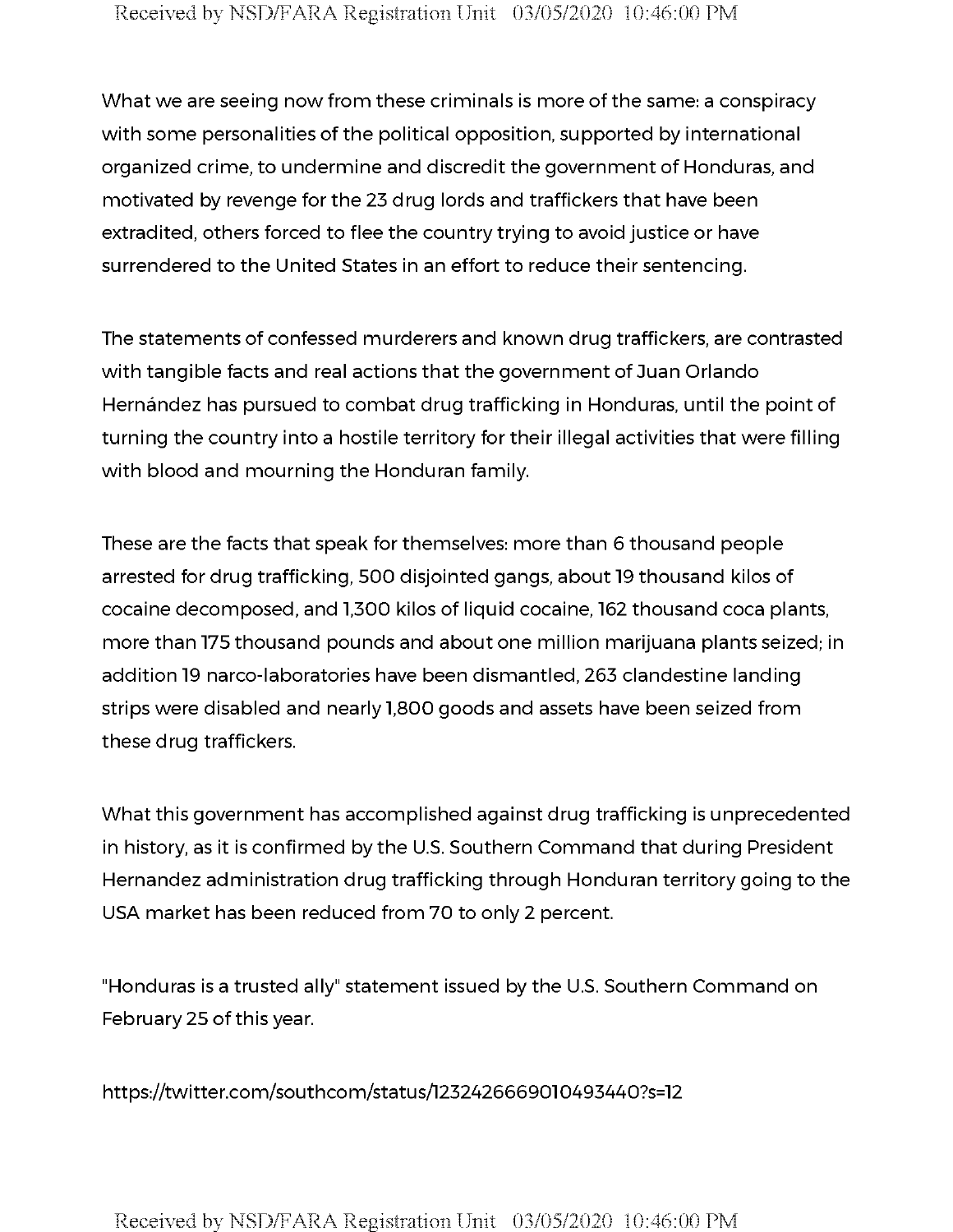What we are seeing now from these criminals is more of the same: a conspiracy with some personalities of the political opposition, supported by international organized crime, to undermine and discredit the government of Honduras, and motivated by revenge for the 23 drug lords and traffickers that have been extradited, others forced to flee the country trying to avoid justice or have surrendered to the United States in an effort to reduce their sentencing.

The statements of confessed murderers and known drug traffickers, are contrasted with tangible facts and real actions that the government of Juan Orlando Hernández has pursued to combat drug trafficking in Honduras, until the point of turning the country into a hostile territory for their illegal activities that were filling with blood and mourning the Honduran family.

These are the facts that speak for themselves: more than 6 thousand people arrested for drug trafficking, 500 disjointed gangs, about 19 thousand kilos of cocaine decomposed, and 1,300 kilos of liquid cocaine, 162 thousand coca plants, more than 175 thousand pounds and about one million marijuana plants seized; in addition 19 narco-laboratories have been dismantled, 263 clandestine landing strips were disabled and nearly 1,800 goods and assets have been seized from these drug traffickers.

What this government has accomplished against drug trafficking is unprecedented in history, as it is confirmed by the U.S. Southern Command that during President Hernandez administration drug trafficking through Honduran territory going to the USA market has been reduced from 70 to only 2 percent.

"Honduras is a trusted ally" statement issued by the U.S. Southern Command on February 25 of this year.

https://twitter.com/southcom/status/1232426669010493440?s=12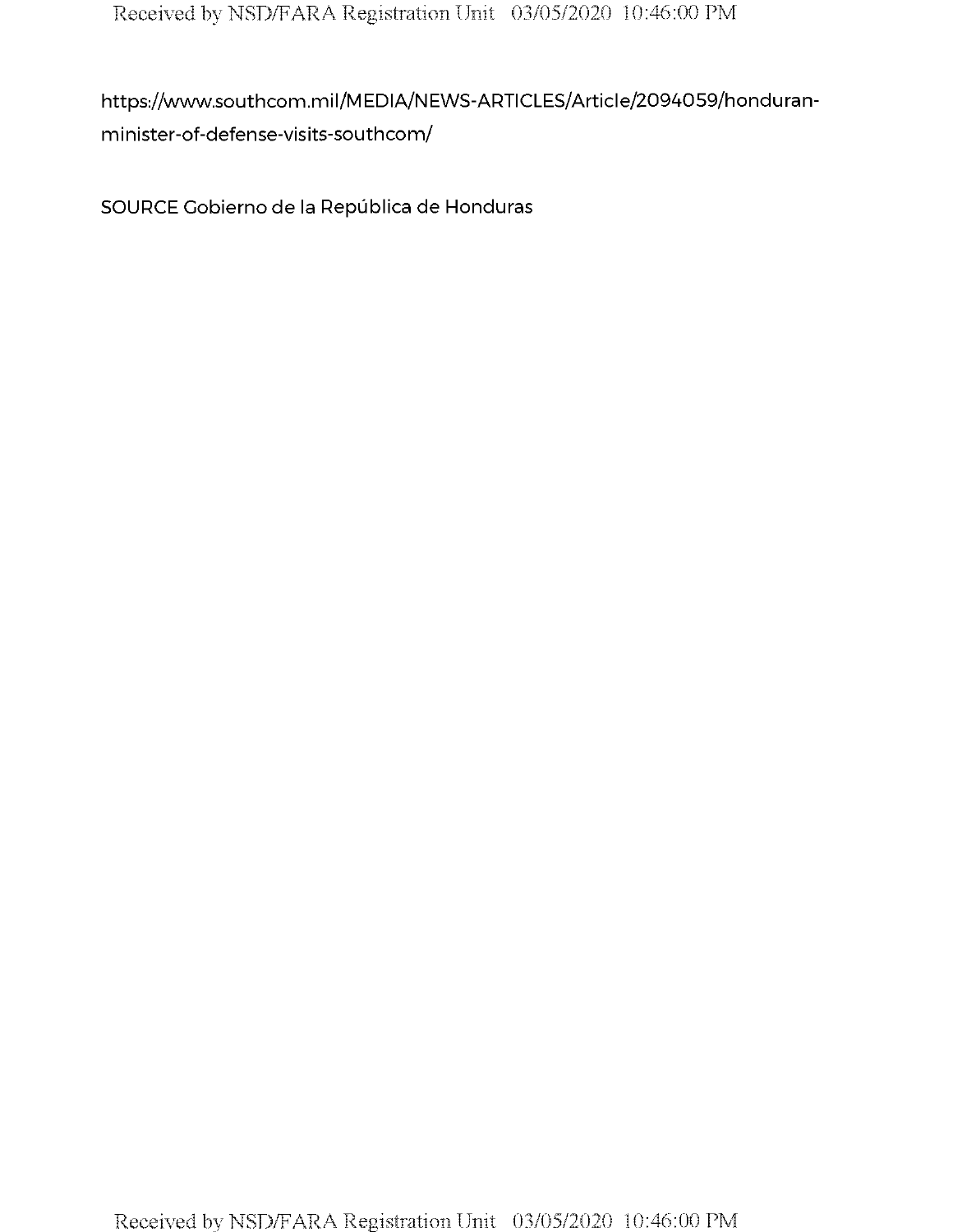https://www.southcom.mil/MEDIA/NEWS-ARTICLES/Article/2094059/honduran-minister-of-defense-visits-southcom/

SOURCE Gobierno de la República de Honduras